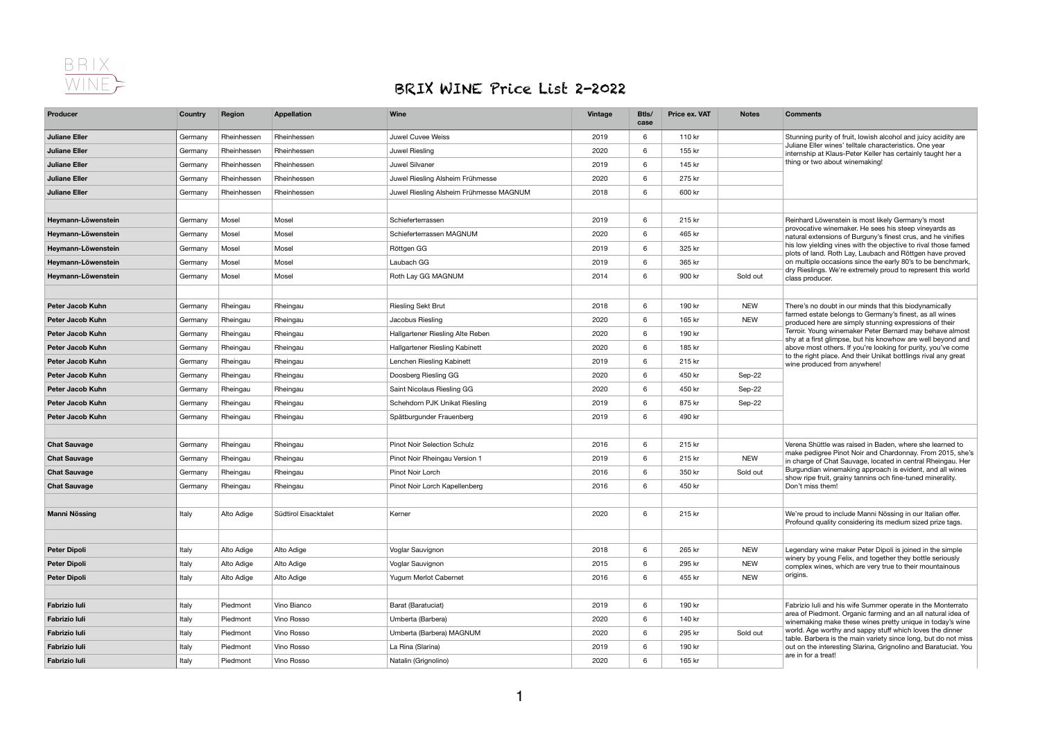# BRIX WINE Price List 2-2022

| Producer | Country | Region | Appellation | Wine | Vintage | Btls/ case | Price ex. VAT | Notes | Comments |
|---|---|---|---|---|---|---|---|---|---|
| **Juliane Eller** | Germany | Rheinhessen | Rheinhessen | Juwel Cuvee Weiss | 2019 | 6 | 110 kr | | Stunning purity of fruit, lowish alcohol and juicy acidity are Juliane Eller wines' telltale characteristics. One year internship at Klaus-Peter Keller has certainly taught her a thing or two about winemaking! |
| **Juliane Eller** | Germany | Rheinhessen | Rheinhessen | Juwel Riesling | 2020 | 6 | 155 kr | | |
| **Juliane Eller** | Germany | Rheinhessen | Rheinhessen | Juwel Silvaner | 2019 | 6 | 145 kr | | |
| **Juliane Eller** | Germany | Rheinhessen | Rheinhessen | Juwel Riesling Alsheim Frühmesse | 2020 | 6 | 275 kr | | |
| **Juliane Eller** | Germany | Rheinhessen | Rheinhessen | Juwel Riesling Alsheim Frühmesse MAGNUM | 2018 | 6 | 600 kr | | |
| | | | | | | | | | |
| **Heymann-Löwenstein** | Germany | Mosel | Mosel | Schieferterrassen | 2019 | 6 | 215 kr | | Reinhard Löwenstein is most likely Germany's most provocative winemaker. He sees his steep vineyards as natural extensions of Burguny's finest crus, and he vinifies his low yielding vines with the objective to rival those famed plots of land. Roth Lay, Laubach and Röttgen have proved on multiple occasions since the early 80's to be benchmark, dry Rieslings. We're extremely proud to represent this world class producer. |
| **Heymann-Löwenstein** | Germany | Mosel | Mosel | Schieferterrassen MAGNUM | 2020 | 6 | 465 kr | | |
| **Heymann-Löwenstein** | Germany | Mosel | Mosel | Röttgen GG | 2019 | 6 | 325 kr | | |
| **Heymann-Löwenstein** | Germany | Mosel | Mosel | Laubach GG | 2019 | 6 | 365 kr | | |
| **Heymann-Löwenstein** | Germany | Mosel | Mosel | Roth Lay GG MAGNUM | 2014 | 6 | 900 kr | Sold out | |
| | | | | | | | | | |
| **Peter Jacob Kuhn** | Germany | Rheingau | Rheingau | Riesling Sekt Brut | 2018 | 6 | 190 kr | NEW | There's no doubt in our minds that this biodynamically farmed estate belongs to Germany's finest, as all wines produced here are simply stunning expressions of their Terroir. Young winemaker Peter Bernard may behave almost shy at a first glimpse, but his knowhow are well beyond and above most others. If you're looking for purity, you've come to the right place. And their Unikat bottlings rival any great wine produced from anywhere! |
| **Peter Jacob Kuhn** | Germany | Rheingau | Rheingau | Jacobus Riesling | 2020 | 6 | 165 kr | NEW | |
| **Peter Jacob Kuhn** | Germany | Rheingau | Rheingau | Hallgartener Riesling Alte Reben | 2020 | 6 | 190 kr | | |
| **Peter Jacob Kuhn** | Germany | Rheingau | Rheingau | Hallgartener Riesling Kabinett | 2020 | 6 | 185 kr | | |
| **Peter Jacob Kuhn** | Germany | Rheingau | Rheingau | Lenchen Riesling Kabinett | 2019 | 6 | 215 kr | | |
| **Peter Jacob Kuhn** | Germany | Rheingau | Rheingau | Doosberg Riesling GG | 2020 | 6 | 450 kr | Sep-22 | |
| **Peter Jacob Kuhn** | Germany | Rheingau | Rheingau | Saint Nicolaus Riesling GG | 2020 | 6 | 450 kr | Sep-22 | |
| **Peter Jacob Kuhn** | Germany | Rheingau | Rheingau | Schehdorn PJK Unikat Riesling | 2019 | 6 | 875 kr | Sep-22 | |
| **Peter Jacob Kuhn** | Germany | Rheingau | Rheingau | Spätburgunder Frauenberg | 2019 | 6 | 490 kr | | |
| | | | | | | | | | |
| **Chat Sauvage** | Germany | Rheingau | Rheingau | Pinot Noir Selection Schulz | 2016 | 6 | 215 kr | | Verena Shüttle was raised in Baden, where she learned to make pedigree Pinot Noir and Chardonnay. From 2015, she's in charge of Chat Sauvage, located in central Rheingau. Her Burgundian winemaking approach is evident, and all wines show ripe fruit, grainy tannins och fine-tuned minerality. Don't miss them! |
| **Chat Sauvage** | Germany | Rheingau | Rheingau | Pinot Noir Rheingau Version 1 | 2019 | 6 | 215 kr | NEW | |
| **Chat Sauvage** | Germany | Rheingau | Rheingau | Pinot Noir Lorch | 2016 | 6 | 350 kr | Sold out | |
| **Chat Sauvage** | Germany | Rheingau | Rheingau | Pinot Noir Lorch Kapellenberg | 2016 | 6 | 450 kr | | |
| | | | | | | | | | |
| **Manni Nössing** | Italy | Alto Adige | Südtirol Eisacktalet | Kerner | 2020 | 6 | 215 kr | | We're proud to include Manni Nössing in our Italian offer. Profound quality considering its medium sized prize tags. |
| | | | | | | | | | |
| **Peter Dipoli** | Italy | Alto Adige | Alto Adige | Voglar Sauvignon | 2018 | 6 | 265 kr | NEW | Legendary wine maker Peter Dipoli is joined in the simple winery by young Felix, and together they bottle seriously complex wines, which are very true to their mountainous origins. |
| **Peter Dipoli** | Italy | Alto Adige | Alto Adige | Voglar Sauvignon | 2015 | 6 | 295 kr | NEW | |
| **Peter Dipoli** | Italy | Alto Adige | Alto Adige | Yugum Merlot Cabernet | 2016 | 6 | 455 kr | NEW | |
| | | | | | | | | | |
| **Fabrizio Iuli** | Italy | Piedmont | Vino Bianco | Barat (Baratuciat) | 2019 | 6 | 190 kr | | Fabrizio Iuli and his wife Summer operate in the Monterrato area of Piedmont. Organic farming and an all natural idea of winemaking make these wines pretty unique in today's wine world. Age worthy and sappy stuff which loves the dinner table. Barbera is the main variety since long, but do not miss out on the interesting Slarina, Grignolino and Baratuciat. You are in for a treat! |
| **Fabrizio Iuli** | Italy | Piedmont | Vino Rosso | Umberta (Barbera) | 2020 | 6 | 140 kr | | |
| **Fabrizio Iuli** | Italy | Piedmont | Vino Rosso | Umberta (Barbera) MAGNUM | 2020 | 6 | 295 kr | Sold out | |
| **Fabrizio Iuli** | Italy | Piedmont | Vino Rosso | La Rina (Slarina) | 2019 | 6 | 190 kr | | |
| **Fabrizio Iuli** | Italy | Piedmont | Vino Rosso | Natalin (Grignolino) | 2020 | 6 | 165 kr | | |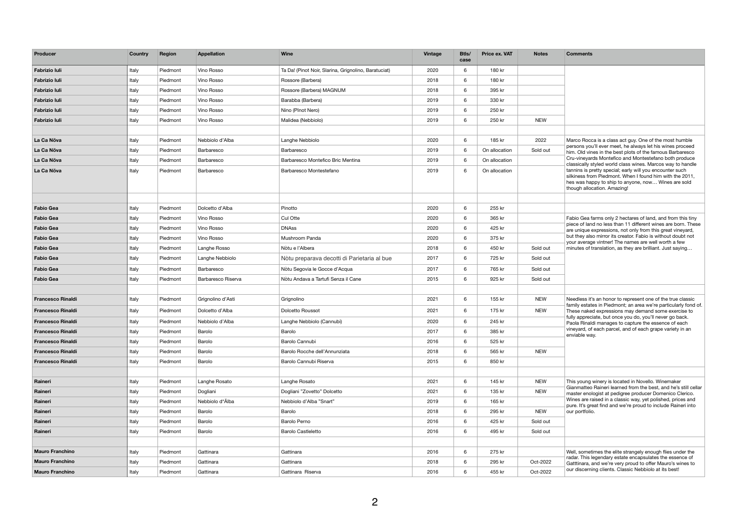| Producer | Country | Region | Appellation | Wine | Vintage | Btls/ case | Price ex. VAT | Notes | Comments |
|---|---|---|---|---|---|---|---|---|---|
| **Fabrizio Iuli** | Italy | Piedmont | Vino Rosso | Ta Da! (Pinot Noir, Slarina, Grignolino, Baratuciat) | 2020 | 6 | 180 kr | | |
| **Fabrizio Iuli** | Italy | Piedmont | Vino Rosso | Rossore (Barbera) | 2018 | 6 | 180 kr | | |
| **Fabrizio Iuli** | Italy | Piedmont | Vino Rosso | Rossore (Barbera) MAGNUM | 2018 | 6 | 395 kr | | |
| **Fabrizio Iuli** | Italy | Piedmont | Vino Rosso | Barabba (Barbera) | 2019 | 6 | 330 kr | | |
| **Fabrizio Iuli** | Italy | Piedmont | Vino Rosso | Nino (PInot Nero) | 2019 | 6 | 250 kr | | |
| **Fabrizio Iuli** | Italy | Piedmont | Vino Rosso | Malidea (Nebbiolo) | 2019 | 6 | 250 kr | NEW | |
| | | | | | | | | | |
| **La Ca Nōva** | Italy | Piedmont | Nebbiolo d'Alba | Langhe Nebbiolo | 2020 | 6 | 185 kr | 2022 | Marco Rocca is a class act guy. One of the most humble persons you'll ever meet, he always let his wines proceed him. Old vines in the best plots of the famous Barbaresco Cru-vineyards Montefico and Montestefano both produce classically styled world class wines. Marcos way to handle tannins is pretty special; early will you encounter such silkiness from Piedmont. When I found him with the 2011, hes was happy to ship to anyone, now… Wines are sold though allocation. Amazing! |
| **La Ca Nōva** | Italy | Piedmont | Barbaresco | Barbaresco | 2019 | 6 | On allocation | Sold out | |
| **La Ca Nōva** | Italy | Piedmont | Barbaresco | Barbaresco Montefico Bric Mentina | 2019 | 6 | On allocation | | |
| **La Ca Nōva** | Italy | Piedmont | Barbaresco | Barbaresco Montestefano | 2019 | 6 | On allocation | | |
| | | | | | | | | | |
| **Fabio Gea** | Italy | Piedmont | Dolcetto d'Alba | Pinotto | 2020 | 6 | 255 kr | | |
| **Fabio Gea** | Italy | Piedmont | Vino Rosso | Cul Otte | 2020 | 6 | 365 kr | | Fabio Gea farms only 2 hectares of land, and from this tiny piece of land no less than 11 different wines are born. These are unique expressions, not only from this great vineyard, but they also mirror its creator. Fabio is without doubt not your average vintner! The names are well worth a few minutes of translation, as they are brilliant. Just saying… |
| **Fabio Gea** | Italy | Piedmont | Vino Rosso | DNAss | 2020 | 6 | 425 kr | | |
| **Fabio Gea** | Italy | Piedmont | Vino Rosso | Mushroom Panda | 2020 | 6 | 375 kr | | |
| **Fabio Gea** | Italy | Piedmont | Langhe Rosso | Nòtu e l'Albera | 2018 | 6 | 450 kr | Sold out | |
| **Fabio Gea** | Italy | Piedmont | Langhe Nebbiolo | Nòtu preparava decotti di Parietaria al bue | 2017 | 6 | 725 kr | Sold out | |
| **Fabio Gea** | Italy | Piedmont | Barbaresco | Nòtu Segovia le Gocce d'Acqua | 2017 | 6 | 765 kr | Sold out | |
| **Fabio Gea** | Italy | Piedmont | Barbaresco Riserva | Nòtu Andava a Tartufi Senza il Cane | 2015 | 6 | 925 kr | Sold out | |
| | | | | | | | | | |
| **Francesco Rinaldi** | Italy | Piedmont | Grignolino d'Asti | Grignolino | 2021 | 6 | 155 kr | NEW | Needless it's an honor to represent one of the true classic family estates in Piedmont; an area we're particularly fond of. These naked expressions may demand some exercise to fully appreciate, but once you do, you'll never go back. Paola Rinaldi manages to capture the essence of each vineyard, of each parcel, and of each grape variety in an enviable way. |
| **Francesco Rinaldi** | Italy | Piedmont | Dolcetto d'Alba | Dolcetto Roussot | 2021 | 6 | 175 kr | NEW | |
| **Francesco Rinaldi** | Italy | Piedmont | Nebbiolo d'Alba | Langhe Nebbiolo (Cannubi) | 2020 | 6 | 245 kr | | |
| **Francesco Rinaldi** | Italy | Piedmont | Barolo | Barolo | 2017 | 6 | 385 kr | | |
| **Francesco Rinaldi** | Italy | Piedmont | Barolo | Barolo Cannubi | 2016 | 6 | 525 kr | | |
| **Francesco Rinaldi** | Italy | Piedmont | Barolo | Barolo Rocche dell'Annunziata | 2018 | 6 | 565 kr | NEW | |
| **Francesco Rinaldi** | Italy | Piedmont | Barolo | Barolo Cannubi Riserva | 2015 | 6 | 850 kr | | |
| | | | | | | | | | |
| **Raineri** | Italy | Piedmont | Langhe Rosato | Langhe Rosato | 2021 | 6 | 145 kr | NEW | This young winery is located in Novello. Winemaker Gianmatteo Raineri learned from the best, and he's still cellar master enologist at pedigree producer Domenico Clerico. Wines are raised in a classic way, yet polished, prices and pure. It's great find and we're proud to include Raineri into our portfolio. |
| **Raineri** | Italy | Piedmont | Dogliani | Dogliani "Zovetto" Dolcetto | 2021 | 6 | 135 kr | NEW | |
| **Raineri** | Italy | Piedmont | Nebbiolo d'Älba | Nebbiolo d'Alba "Snart" | 2019 | 6 | 165 kr | | |
| **Raineri** | Italy | Piedmont | Barolo | Barolo | 2018 | 6 | 295 kr | NEW | |
| **Raineri** | Italy | Piedmont | Barolo | Barolo Perno | 2016 | 6 | 425 kr | Sold out | |
| **Raineri** | Italy | Piedmont | Barolo | Barolo Castleletto | 2016 | 6 | 495 kr | Sold out | |
| | | | | | | | | | |
| **Mauro Franchino** | Italy | Piedmont | Gattinara | Gattinara | 2016 | 6 | 275 kr | | Well, sometimes the elite strangely enough flies under the radar. This legendary estate encapsulates the essence of Gatttinara, and we're very proud to offer Mauro's wines to our discerning clients. Classic Nebbiolo at its best! |
| **Mauro Franchino** | Italy | Piedmont | Gattinara | Gattinara | 2018 | 6 | 295 kr | Oct-2022 | |
| **Mauro Franchino** | Italy | Piedmont | Gattinara | Gattinara Riserva | 2016 | 6 | 455 kr | Oct-2022 | |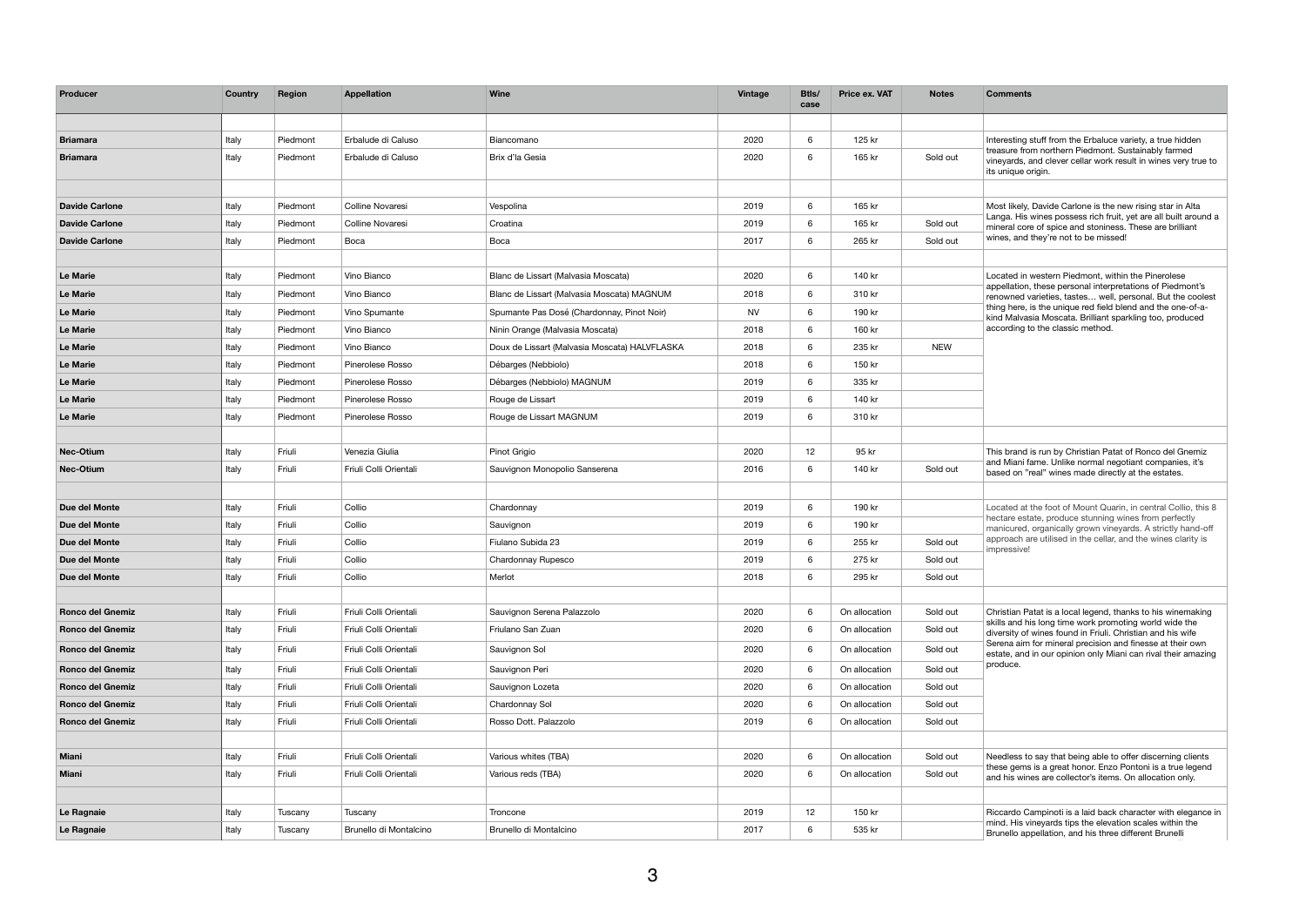| Producer | Country | Region | Appellation | Wine | Vintage | Btls/ case | Price ex. VAT | Notes | Comments |
|---|---|---|---|---|---|---|---|---|---|
| | | | | | | | | | |
| **Briamara** | Italy | Piedmont | Erbalude di Caluso | Biancomano | 2020 | 6 | 125 kr | | Interesting stuff from the Erbaluce variety, a true hidden treasure from northern Piedmont. Sustainably farmed vineyards, and clever cellar work result in wines very true to its unique origin. |
| **Briamara** | Italy | Piedmont | Erbalude di Caluso | Brix d'la Gesia | 2020 | 6 | 165 kr | Sold out | |
| | | | | | | | | | |
| **Davide Carlone** | Italy | Piedmont | Colline Novaresi | Vespolina | 2019 | 6 | 165 kr | | Most likely, Davide Carlone is the new rising star in Alta Langa. His wines possess rich fruit, yet are all built around a mineral core of spice and stoniness. These are brilliant wines, and they're not to be missed! |
| **Davide Carlone** | Italy | Piedmont | Colline Novaresi | Croatina | 2019 | 6 | 165 kr | Sold out | |
| **Davide Carlone** | Italy | Piedmont | Boca | Boca | 2017 | 6 | 265 kr | Sold out | |
| | | | | | | | | | |
| **Le Marie** | Italy | Piedmont | Vino Bianco | Blanc de Lissart (Malvasia Moscata) | 2020 | 6 | 140 kr | | Located in western Piedmont, within the Pinerolese appellation, these personal interpretations of Piedmont's renowned varieties, tastes… well, personal. But the coolest thing here, is the unique red field blend and the one-of-a-kind Malvasia Moscata. Brilliant sparkling too, produced according to the classic method. |
| **Le Marie** | Italy | Piedmont | Vino Bianco | Blanc de Lissart (Malvasia Moscata) MAGNUM | 2018 | 6 | 310 kr | | |
| **Le Marie** | Italy | Piedmont | Vino Spumante | Spumante Pas Dosé (Chardonnay, Pinot Noir) | NV | 6 | 190 kr | | |
| **Le Marie** | Italy | Piedmont | Vino Bianco | Ninin Orange (Malvasia Moscata) | 2018 | 6 | 160 kr | | |
| **Le Marie** | Italy | Piedmont | Vino Bianco | Doux de Lissart (Malvasia Moscata) HALVFLASKA | 2018 | 6 | 235 kr | NEW | |
| **Le Marie** | Italy | Piedmont | Pinerolese Rosso | Débarges (Nebbiolo) | 2018 | 6 | 150 kr | | |
| **Le Marie** | Italy | Piedmont | Pinerolese Rosso | Débarges (Nebbiolo) MAGNUM | 2019 | 6 | 335 kr | | |
| **Le Marie** | Italy | Piedmont | Pinerolese Rosso | Rouge de Lissart | 2019 | 6 | 140 kr | | |
| **Le Marie** | Italy | Piedmont | Pinerolese Rosso | Rouge de Lissart MAGNUM | 2019 | 6 | 310 kr | | |
| | | | | | | | | | |
| **Nec-Otium** | Italy | Friuli | Venezia Giulia | Pinot Grigio | 2020 | 12 | 95 kr | | This brand is run by Christian Patat of Ronco del Gnemiz and Miani fame. Unlike normal negotiant companies, it's based on "real" wines made directly at the estates. |
| **Nec-Otium** | Italy | Friuli | Friuli Colli Orientali | Sauvignon Monopolio Sanserena | 2016 | 6 | 140 kr | Sold out | |
| | | | | | | | | | |
| **Due del Monte** | Italy | Friuli | Collio | Chardonnay | 2019 | 6 | 190 kr | | Located at the foot of Mount Quarin, in central Collio, this 8 hectare estate, produce stunning wines from perfectly manicured, organically grown vineyards. A strictly hand-off approach are utilised in the cellar, and the wines clarity is impressive! |
| **Due del Monte** | Italy | Friuli | Collio | Sauvignon | 2019 | 6 | 190 kr | | |
| **Due del Monte** | Italy | Friuli | Collio | Fiulano Subida 23 | 2019 | 6 | 255 kr | Sold out | |
| **Due del Monte** | Italy | Friuli | Collio | Chardonnay Rupesco | 2019 | 6 | 275 kr | Sold out | |
| **Due del Monte** | Italy | Friuli | Collio | Merlot | 2018 | 6 | 295 kr | Sold out | |
| | | | | | | | | | |
| **Ronco del Gnemiz** | Italy | Friuli | Friuli Colli Orientali | Sauvignon Serena Palazzolo | 2020 | 6 | On allocation | Sold out | Christian Patat is a local legend, thanks to his winemaking skills and his long time work promoting world wide the diversity of wines found in Friuli. Christian and his wife Serena aim for mineral precision and finesse at their own estate, and in our opinion only Miani can rival their amazing produce. |
| **Ronco del Gnemiz** | Italy | Friuli | Friuli Colli Orientali | Friulano San Zuan | 2020 | 6 | On allocation | Sold out | |
| **Ronco del Gnemiz** | Italy | Friuli | Friuli Colli Orientali | Sauvignon Sol | 2020 | 6 | On allocation | Sold out | |
| **Ronco del Gnemiz** | Italy | Friuli | Friuli Colli Orientali | Sauvignon Peri | 2020 | 6 | On allocation | Sold out | |
| **Ronco del Gnemiz** | Italy | Friuli | Friuli Colli Orientali | Sauvignon Lozeta | 2020 | 6 | On allocation | Sold out | |
| **Ronco del Gnemiz** | Italy | Friuli | Friuli Colli Orientali | Chardonnay Sol | 2020 | 6 | On allocation | Sold out | |
| **Ronco del Gnemiz** | Italy | Friuli | Friuli Colli Orientali | Rosso Dott. Palazzolo | 2019 | 6 | On allocation | Sold out | |
| | | | | | | | | | |
| **Miani** | Italy | Friuli | Friuli Colli Orientali | Various whites (TBA) | 2020 | 6 | On allocation | Sold out | Needless to say that being able to offer discerning clients these gems is a great honor. Enzo Pontoni is a true legend and his wines are collector's items. On allocation only. |
| **Miani** | Italy | Friuli | Friuli Colli Orientali | Various reds (TBA) | 2020 | 6 | On allocation | Sold out | |
| | | | | | | | | | |
| **Le Ragnaie** | Italy | Tuscany | Tuscany | Troncone | 2019 | 12 | 150 kr | | Riccardo Campinoti is a laid back character with elegance in mind. His vineyards tips the elevation scales within the Brunello appellation, and his three different Brunelli |
| **Le Ragnaie** | Italy | Tuscany | Brunello di Montalcino | Brunello di Montalcino | 2017 | 6 | 535 kr | | |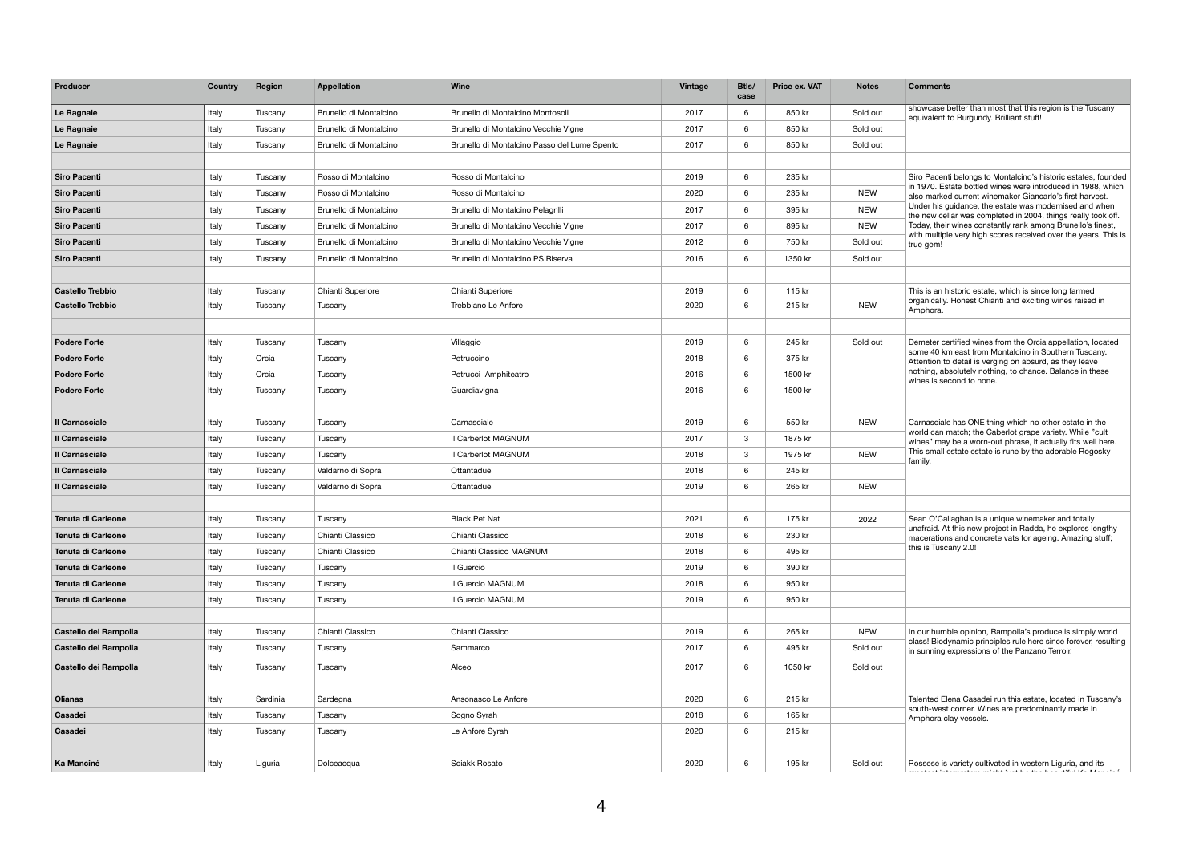| Producer | Country | Region | Appellation | Wine | Vintage | Btls/ case | Price ex. VAT | Notes | Comments |
|---|---|---|---|---|---|---|---|---|---|
| **Le Ragnaie** | Italy | Tuscany | Brunello di Montalcino | Brunello di Montalcino Montosoli | 2017 | 6 | 850 kr | Sold out | showcase better than most that this region is the Tuscany equivalent to Burgundy. Brilliant stuff! |
| **Le Ragnaie** | Italy | Tuscany | Brunello di Montalcino | Brunello di Montalcino Vecchie Vigne | 2017 | 6 | 850 kr | Sold out | |
| **Le Ragnaie** | Italy | Tuscany | Brunello di Montalcino | Brunello di Montalcino Passo del Lume Spento | 2017 | 6 | 850 kr | Sold out | |
| | | | | | | | | | |
| **Siro Pacenti** | Italy | Tuscany | Rosso di Montalcino | Rosso di Montalcino | 2019 | 6 | 235 kr | | Siro Pacenti belongs to Montalcino's historic estates, founded in 1970. Estate bottled wines were introduced in 1988, which also marked current winemaker Giancarlo's first harvest. Under his guidance, the estate was modernised and when the new cellar was completed in 2004, things really took off. Today, their wines constantly rank among Brunello's finest, with multiple very high scores received over the years. This is true gem! |
| **Siro Pacenti** | Italy | Tuscany | Rosso di Montalcino | Rosso di Montalcino | 2020 | 6 | 235 kr | NEW | |
| **Siro Pacenti** | Italy | Tuscany | Brunello di Montalcino | Brunello di Montalcino Pelagrilli | 2017 | 6 | 395 kr | NEW | |
| **Siro Pacenti** | Italy | Tuscany | Brunello di Montalcino | Brunello di Montalcino Vecchie Vigne | 2017 | 6 | 895 kr | NEW | |
| **Siro Pacenti** | Italy | Tuscany | Brunello di Montalcino | Brunello di Montalcino Vecchie Vigne | 2012 | 6 | 750 kr | Sold out | |
| **Siro Pacenti** | Italy | Tuscany | Brunello di Montalcino | Brunello di Montalcino PS Riserva | 2016 | 6 | 1350 kr | Sold out | |
| | | | | | | | | | |
| **Castello Trebbio** | Italy | Tuscany | Chianti Superiore | Chianti Superiore | 2019 | 6 | 115 kr | | This is an historic estate, which is since long farmed organically. Honest Chianti and exciting wines raised in Amphora. |
| **Castello Trebbio** | Italy | Tuscany | Tuscany | Trebbiano Le Anfore | 2020 | 6 | 215 kr | NEW | |
| | | | | | | | | | |
| **Podere Forte** | Italy | Tuscany | Tuscany | Villaggio | 2019 | 6 | 245 kr | Sold out | Demeter certified wines from the Orcia appellation, located some 40 km east from Montalcino in Southern Tuscany. Attention to detail is verging on absurd, as they leave nothing, absolutely nothing, to chance. Balance in these wines is second to none. |
| **Podere Forte** | Italy | Orcia | Tuscany | Petruccino | 2018 | 6 | 375 kr | | |
| **Podere Forte** | Italy | Orcia | Tuscany | Petrucci Amphiteatro | 2016 | 6 | 1500 kr | | |
| **Podere Forte** | Italy | Tuscany | Tuscany | Guardiavigna | 2016 | 6 | 1500 kr | | |
| | | | | | | | | | |
| **Il Carnasciale** | Italy | Tuscany | Tuscany | Carnasciale | 2019 | 6 | 550 kr | NEW | Carnasciale has ONE thing which no other estate in the world can match; the Caberlot grape variety. While "cult wines" may be a worn-out phrase, it actually fits well here. This small estate estate is rune by the adorable Rogosky family. |
| **Il Carnasciale** | Italy | Tuscany | Tuscany | Il Carberlot MAGNUM | 2017 | 3 | 1875 kr | | |
| **Il Carnasciale** | Italy | Tuscany | Tuscany | Il Carberlot MAGNUM | 2018 | 3 | 1975 kr | NEW | |
| **Il Carnasciale** | Italy | Tuscany | Valdarno di Sopra | Ottantadue | 2018 | 6 | 245 kr | | |
| **Il Carnasciale** | Italy | Tuscany | Valdarno di Sopra | Ottantadue | 2019 | 6 | 265 kr | NEW | |
| | | | | | | | | | |
| **Tenuta di Carleone** | Italy | Tuscany | Tuscany | Black Pet Nat | 2021 | 6 | 175 kr | 2022 | Sean O'Callaghan is a unique winemaker and totally unafraid. At this new project in Radda, he explores lengthy macerations and concrete vats for ageing. Amazing stuff; this is Tuscany 2.0! |
| **Tenuta di Carleone** | Italy | Tuscany | Chianti Classico | Chianti Classico | 2018 | 6 | 230 kr | | |
| **Tenuta di Carleone** | Italy | Tuscany | Chianti Classico | Chianti Classico MAGNUM | 2018 | 6 | 495 kr | | |
| **Tenuta di Carleone** | Italy | Tuscany | Tuscany | Il Guercio | 2019 | 6 | 390 kr | | |
| **Tenuta di Carleone** | Italy | Tuscany | Tuscany | Il Guercio MAGNUM | 2018 | 6 | 950 kr | | |
| **Tenuta di Carleone** | Italy | Tuscany | Tuscany | Il Guercio MAGNUM | 2019 | 6 | 950 kr | | |
| | | | | | | | | | |
| **Castello dei Rampolla** | Italy | Tuscany | Chianti Classico | Chianti Classico | 2019 | 6 | 265 kr | NEW | In our humble opinion, Rampolla's produce is simply world class! Biodynamic principles rule here since forever, resulting in sunning expressions of the Panzano Terroir. |
| **Castello dei Rampolla** | Italy | Tuscany | Tuscany | Sammarco | 2017 | 6 | 495 kr | Sold out | |
| **Castello dei Rampolla** | Italy | Tuscany | Tuscany | Alceo | 2017 | 6 | 1050 kr | Sold out | |
| | | | | | | | | | |
| **Olianas** | Italy | Sardinia | Sardegna | Ansonasco Le Anfore | 2020 | 6 | 215 kr | | Talented Elena Casadei run this estate, located in Tuscany's south-west corner. Wines are predominantly made in Amphora clay vessels. |
| **Casadei** | Italy | Tuscany | Tuscany | Sogno Syrah | 2018 | 6 | 165 kr | | |
| **Casadei** | Italy | Tuscany | Tuscany | Le Anfore Syrah | 2020 | 6 | 215 kr | | |
| | | | | | | | | | |
| **Ka Manciné** | Italy | Liguria | Dolceacqua | Sciakk Rosato | 2020 | 6 | 195 kr | Sold out | Rossese is variety cultivated in western Liguria, and its |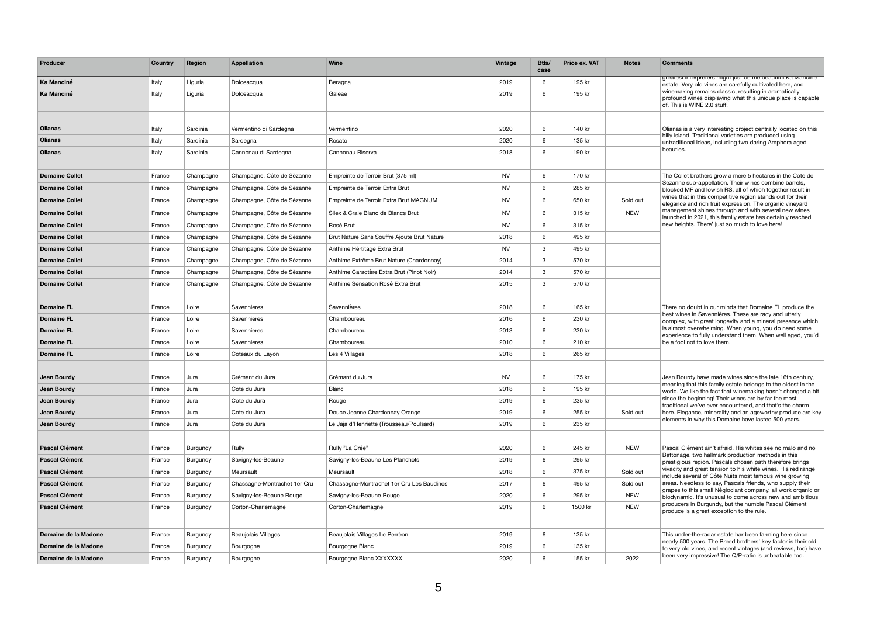| Producer | Country | Region | Appellation | Wine | Vintage | Btls/ case | Price ex. VAT | Notes | Comments |
|---|---|---|---|---|---|---|---|---|---|
| **Ka Manciné** | Italy | Liguria | Dolceacqua | Beragna | 2019 | 6 | 195 kr | | greatest interpreters might just be the beautiful Ka Manciné estate. Very old vines are carefully cultivated here, and winemaking remains classic, resulting in aromatically profound wines displaying what this unique place is capable of. This is WINE 2.0 stuff! |
| **Ka Manciné** | Italy | Liguria | Dolceacqua | Galeae | 2019 | 6 | 195 kr | | |
| | | | | | | | | | |
| **Olianas** | Italy | Sardinia | Vermentino di Sardegna | Vermentino | 2020 | 6 | 140 kr | | Olianas is a very interesting project centrally located on this hilly island. Traditional varieties are produced using untraditional ideas, including two daring Amphora aged beauties. |
| **Olianas** | Italy | Sardinia | Sardegna | Rosato | 2020 | 6 | 135 kr | | |
| **Olianas** | Italy | Sardinia | Cannonau di Sardegna | Cannonau Riserva | 2018 | 6 | 190 kr | | |
| | | | | | | | | | |
| **Domaine Collet** | France | Champagne | Champagne, Côte de Sèzanne | Empreinte de Terroir Brut (375 ml) | NV | 6 | 170 kr | | The Collet brothers grow a mere 5 hectares in the Cote de Sezanne sub-appellation. Their wines combine barrels, blocked MF and lowish RS, all of which together result in wines that in this competitive region stands out for their elegance and rich fruit expression. The organic vineyard management shines through and with several new wines launched in 2021, this family estate has certainly reached new heights. There' just so much to love here! |
| **Domaine Collet** | France | Champagne | Champagne, Côte de Sèzanne | Empreinte de Terroir Extra Brut | NV | 6 | 285 kr | | |
| **Domaine Collet** | France | Champagne | Champagne, Côte de Sèzanne | Empreinte de Terroir Extra Brut MAGNUM | NV | 6 | 650 kr | Sold out | |
| **Domaine Collet** | France | Champagne | Champagne, Côte de Sèzanne | Silex & Craie Blanc de Blancs Brut | NV | 6 | 315 kr | NEW | |
| **Domaine Collet** | France | Champagne | Champagne, Côte de Sèzanne | Rosé Brut | NV | 6 | 315 kr | | |
| **Domaine Collet** | France | Champagne | Champagne, Côte de Sèzanne | Brut Nature Sans Souffre Ajoute Brut Nature | 2018 | 6 | 495 kr | | |
| **Domaine Collet** | France | Champagne | Champagne, Côte de Sèzanne | Anthime Hértitage Extra Brut | NV | 3 | 495 kr | | |
| **Domaine Collet** | France | Champagne | Champagne, Côte de Sèzanne | Anthime Extrême Brut Nature (Chardonnay) | 2014 | 3 | 570 kr | | |
| **Domaine Collet** | France | Champagne | Champagne, Côte de Sèzanne | Anthime Caractère Extra Brut (Pinot Noir) | 2014 | 3 | 570 kr | | |
| **Domaine Collet** | France | Champagne | Champagne, Côte de Sèzanne | Anthime Sensation Rosé Extra Brut | 2015 | 3 | 570 kr | | |
| | | | | | | | | | |
| **Domaine FL** | France | Loire | Savennieres | Savennières | 2018 | 6 | 165 kr | | There no doubt in our minds that Domaine FL produce the best wines in Savennières. These are racy and utterly complex, with great longevity and a mineral presence which is almost overwhelming. When young, you do need some experience to fully understand them. When well aged, you'd be a fool not to love them. |
| **Domaine FL** | France | Loire | Savennieres | Chamboureau | 2016 | 6 | 230 kr | | |
| **Domaine FL** | France | Loire | Savennieres | Chamboureau | 2013 | 6 | 230 kr | | |
| **Domaine FL** | France | Loire | Savennieres | Chamboureau | 2010 | 6 | 210 kr | | |
| **Domaine FL** | France | Loire | Coteaux du Layon | Les 4 Villages | 2018 | 6 | 265 kr | | |
| | | | | | | | | | |
| **Jean Bourdy** | France | Jura | Crémant du Jura | Crémant du Jura | NV | 6 | 175 kr | | Jean Bourdy have made wines since the late 16th century, meaning that this family estate belongs to the oldest in the world. We like the fact that winemaking hasn't changed a bit since the beginning! Their wines are by far the most traditional we've ever encountered, and that's the charm here. Elegance, minerality and an ageworthy produce are key elements in why this Domaine have lasted 500 years. |
| **Jean Bourdy** | France | Jura | Cote du Jura | Blanc | 2018 | 6 | 195 kr | | |
| **Jean Bourdy** | France | Jura | Cote du Jura | Rouge | 2019 | 6 | 235 kr | | |
| **Jean Bourdy** | France | Jura | Cote du Jura | Douce Jeanne Chardonnay Orange | 2019 | 6 | 255 kr | Sold out | |
| **Jean Bourdy** | France | Jura | Cote du Jura | Le Jaja d'Henriette (Trousseau/Poulsard) | 2019 | 6 | 235 kr | | |
| | | | | | | | | | |
| **Pascal Clément** | France | Burgundy | Rully | Rully "La Crée" | 2020 | 6 | 245 kr | NEW | Pascal Clément ain't afraid. His whites see no malo and no Battonage, two hallmark production methods in this prestigious region. Pascals chosen path therefore brings vivacity and great tension to his white wines. His red range include several of Côte Nuits most famous wine growing areas. Needless to say, Pascals friends, who supply their grapes to this small Négociant company, all work organic or biodynamic. It's unusual to come across new and ambitious producers in Burgundy, but the humble Pascal Clément produce is a great exception to the rule. |
| **Pascal Clément** | France | Burgundy | Savigny-les-Beaune | Savigny-les-Beaune Les Planchots | 2019 | 6 | 295 kr | | |
| **Pascal Clément** | France | Burgundy | Meursault | Meursault | 2018 | 6 | 375 kr | Sold out | |
| **Pascal Clément** | France | Burgundy | Chassagne-Montrachet 1er Cru | Chassagne-Montrachet 1er Cru Les Baudines | 2017 | 6 | 495 kr | Sold out | |
| **Pascal Clément** | France | Burgundy | Savigny-les-Beaune Rouge | Savigny-les-Beaune Rouge | 2020 | 6 | 295 kr | NEW | |
| **Pascal Clément** | France | Burgundy | Corton-Charlemagne | Corton-Charlemagne | 2019 | 6 | 1500 kr | NEW | |
| | | | | | | | | | |
| **Domaine de la Madone** | France | Burgundy | Beaujolais Villages | Beaujolais Villages Le Perréon | 2019 | 6 | 135 kr | | This under-the-radar estate har been farming here since nearly 500 years. The Breed brothers' key factor is their old to very old vines, and recent vintages (and reviews, too) have been very impressive! The Q/P-ratio is unbeatable too. |
| **Domaine de la Madone** | France | Burgundy | Bourgogne | Bourgogne Blanc | 2019 | 6 | 135 kr | | |
| **Domaine de la Madone** | France | Burgundy | Bourgogne | Bourgogne Blanc XXXXXXX | 2020 | 6 | 155 kr | 2022 | |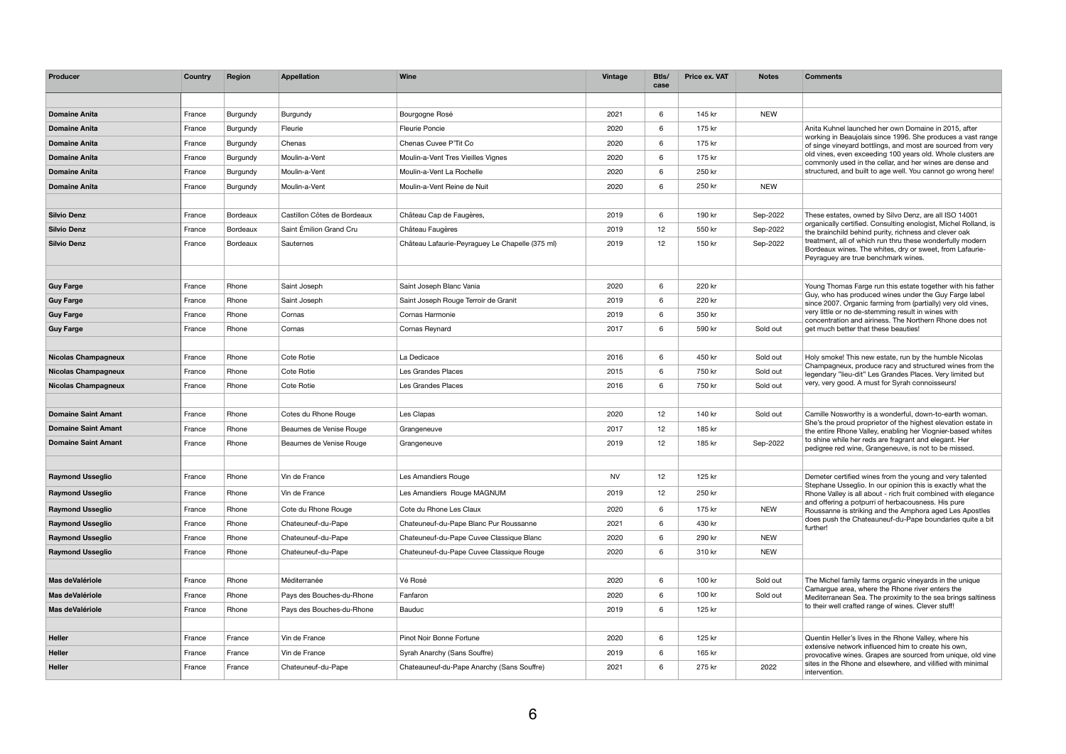| Producer | Country | Region | Appellation | Wine | Vintage | Btls/ case | Price ex. VAT | Notes | Comments |
|---|---|---|---|---|---|---|---|---|---|
| | | | | | | | | | |
| **Domaine Anita** | France | Burgundy | Burgundy | Bourgogne Rosé | 2021 | 6 | 145 kr | NEW | |
| **Domaine Anita** | France | Burgundy | Fleurie | Fleurie Poncie | 2020 | 6 | 175 kr | | Anita Kuhnel launched her own Domaine in 2015, after working in Beaujolais since 1996. She produces a vast range of singe vineyard bottlings, and most are sourced from very old vines, even exceeding 100 years old. Whole clusters are commonly used in the cellar, and her wines are dense and structured, and built to age well. You cannot go wrong here! |
| **Domaine Anita** | France | Burgundy | Chenas | Chenas Cuvee P'Tit Co | 2020 | 6 | 175 kr | | |
| **Domaine Anita** | France | Burgundy | Moulin-a-Vent | Moulin-a-Vent Tres Vieilles Vignes | 2020 | 6 | 175 kr | | |
| **Domaine Anita** | France | Burgundy | Moulin-a-Vent | Moulin-a-Vent La Rochelle | 2020 | 6 | 250 kr | | |
| **Domaine Anita** | France | Burgundy | Moulin-a-Vent | Moulin-a-Vent Reine de Nuit | 2020 | 6 | 250 kr | NEW | |
| | | | | | | | | | |
| **Silvio Denz** | France | Bordeaux | Castillon Côtes de Bordeaux | Château Cap de Faugères, | 2019 | 6 | 190 kr | Sep-2022 | These estates, owned by Silvo Denz, are all ISO 14001 organically certified. Consulting enologist, Michel Rolland, is the brainchild behind purity, richness and clever oak treatment, all of which run thru these wonderfully modern Bordeaux wines. The whites, dry or sweet, from Lafaurie-Peyraguey are true benchmark wines. |
| **Silvio Denz** | France | Bordeaux | Saint Émilion Grand Cru | Château Faugères | 2019 | 12 | 550 kr | Sep-2022 | |
| **Silvio Denz** | France | Bordeaux | Sauternes | Château Lafaurie-Peyraguey Le Chapelle (375 ml) | 2019 | 12 | 150 kr | Sep-2022 | |
| | | | | | | | | | |
| **Guy Farge** | France | Rhone | Saint Joseph | Saint Joseph Blanc Vania | 2020 | 6 | 220 kr | | Young Thomas Farge run this estate together with his father Guy, who has produced wines under the Guy Farge label since 2007. Organic farming from (partially) very old vines, very little or no de-stemming result in wines with concentration and airiness. The Northern Rhone does not get much better that these beauties! |
| **Guy Farge** | France | Rhone | Saint Joseph | Saint Joseph Rouge Terroir de Granit | 2019 | 6 | 220 kr | | |
| **Guy Farge** | France | Rhone | Cornas | Cornas Harmonie | 2019 | 6 | 350 kr | | |
| **Guy Farge** | France | Rhone | Cornas | Cornas Reynard | 2017 | 6 | 590 kr | Sold out | |
| | | | | | | | | | |
| **Nicolas Champagneux** | France | Rhone | Cote Rotie | La Dedicace | 2016 | 6 | 450 kr | Sold out | Holy smoke! This new estate, run by the humble Nicolas Champagneux, produce racy and structured wines from the legendary "lieu-dit" Les Grandes Places. Very limited but very, very good. A must for Syrah connoisseurs! |
| **Nicolas Champagneux** | France | Rhone | Cote Rotie | Les Grandes Places | 2015 | 6 | 750 kr | Sold out | |
| **Nicolas Champagneux** | France | Rhone | Cote Rotie | Les Grandes Places | 2016 | 6 | 750 kr | Sold out | |
| | | | | | | | | | |
| **Domaine Saint Amant** | France | Rhone | Cotes du Rhone Rouge | Les Clapas | 2020 | 12 | 140 kr | Sold out | Camille Nosworthy is a wonderful, down-to-earth woman. She's the proud proprietor of the highest elevation estate in the entire Rhone Valley, enabling her Viognier-based whites to shine while her reds are fragrant and elegant. Her pedigree red wine, Grangeneuve, is not to be missed. |
| **Domaine Saint Amant** | France | Rhone | Beaumes de Venise Rouge | Grangeneuve | 2017 | 12 | 185 kr | | |
| **Domaine Saint Amant** | France | Rhone | Beaumes de Venise Rouge | Grangeneuve | 2019 | 12 | 185 kr | Sep-2022 | |
| | | | | | | | | | |
| **Raymond Usseglio** | France | Rhone | Vin de France | Les Amandiers Rouge | NV | 12 | 125 kr | | Demeter certified wines from the young and very talented Stephane Usseglio. In our opinion this is exactly what the Rhone Valley is all about - rich fruit combined with elegance and offering a potpurri of herbacousness. His pure Roussanne is striking and the Amphora aged Les Apostles does push the Chateauneuf-du-Pape boundaries quite a bit further! |
| **Raymond Usseglio** | France | Rhone | Vin de France | Les Amandiers Rouge MAGNUM | 2019 | 12 | 250 kr | | |
| **Raymond Usseglio** | France | Rhone | Cote du Rhone Rouge | Cote du Rhone Les Claux | 2020 | 6 | 175 kr | NEW | |
| **Raymond Usseglio** | France | Rhone | Chateauneuf-du-Pape | Chateauneuf-du-Pape Blanc Pur Roussanne | 2021 | 6 | 430 kr | | |
| **Raymond Usseglio** | France | Rhone | Chateauneuf-du-Pape | Chateauneuf-du-Pape Cuvee Classique Blanc | 2020 | 6 | 290 kr | NEW | |
| **Raymond Usseglio** | France | Rhone | Chateauneuf-du-Pape | Chateauneuf-du-Pape Cuvee Classique Rouge | 2020 | 6 | 310 kr | NEW | |
| | | | | | | | | | |
| **Mas deValériole** | France | Rhone | Méditerranée | Vé Rosé | 2020 | 6 | 100 kr | Sold out | The Michel family farms organic vineyards in the unique Camargue area, where the Rhone river enters the Mediterranean Sea. The proximity to the sea brings saltiness to their well crafted range of wines. Clever stuff! |
| **Mas deValériole** | France | Rhone | Pays des Bouches-du-Rhone | Fanfaron | 2020 | 6 | 100 kr | Sold out | |
| **Mas deValériole** | France | Rhone | Pays des Bouches-du-Rhone | Bauduc | 2019 | 6 | 125 kr | | |
| | | | | | | | | | |
| **Heller** | France | France | Vin de France | Pinot Noir Bonne Fortune | 2020 | 6 | 125 kr | | Quentin Heller's lives in the Rhone Valley, where his extensive network influenced him to create his own, provocative wines. Grapes are sourced from unique, old vine sites in the Rhone and elsewhere, and vilified with minimal intervention. |
| **Heller** | France | France | Vin de France | Syrah Anarchy (Sans Souffre) | 2019 | 6 | 165 kr | | |
| **Heller** | France | France | Chateauneuf-du-Pape | Chateauneuf-du-Pape Anarchy (Sans Souffre) | 2021 | 6 | 275 kr | 2022 | |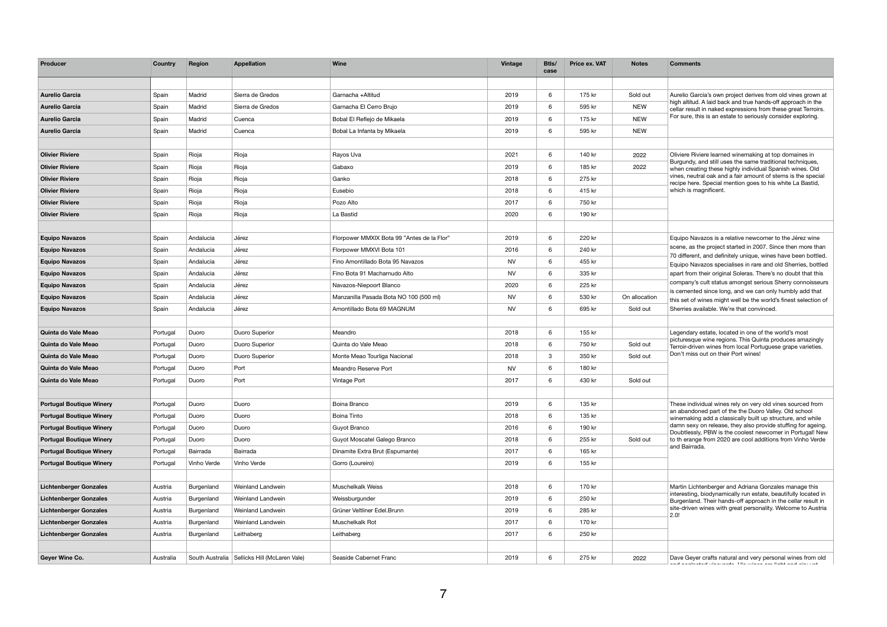| Producer | Country | Region | Appellation | Wine | Vintage | Btls/ case | Price ex. VAT | Notes | Comments |
|---|---|---|---|---|---|---|---|---|---|
| | | | | | | | | | |
| **Aurelio Garcia** | Spain | Madrid | Sierra de Gredos | Garnacha +Altitud | 2019 | 6 | 175 kr | Sold out | Aurelio Garcia's own project derives from old vines grown at high altitud. A laid back and true hands-off approach in the cellar result in naked expressions from these great Terroirs. For sure, this is an estate to seriously consider exploring. |
| **Aurelio Garcia** | Spain | Madrid | Sierra de Gredos | Garnacha El Cerro Brujo | 2019 | 6 | 595 kr | NEW | |
| **Aurelio Garcia** | Spain | Madrid | Cuenca | Bobal El Reflejo de Mikaela | 2019 | 6 | 175 kr | NEW | |
| **Aurelio Garcia** | Spain | Madrid | Cuenca | Bobal La Infanta by Mikaela | 2019 | 6 | 595 kr | NEW | |
| | | | | | | | | | |
| **Olivier Riviere** | Spain | Rioja | Rioja | Rayos Uva | 2021 | 6 | 140 kr | 2022 | Oliviere Riviere learned winemaking at top domaines in Burgundy, and still uses the same traditional techniques, when creating these highly individual Spanish wines. Old vines, neutral oak and a fair amount of stems is the special recipe here. Special mention goes to his white La Bastid, which is magnificent. |
| **Olivier Riviere** | Spain | Rioja | Rioja | Gabaxo | 2019 | 6 | 185 kr | 2022 | |
| **Olivier Riviere** | Spain | Rioja | Rioja | Ganko | 2018 | 6 | 275 kr | | |
| **Olivier Riviere** | Spain | Rioja | Rioja | Eusebio | 2018 | 6 | 415 kr | | |
| **Olivier Riviere** | Spain | Rioja | Rioja | Pozo Alto | 2017 | 6 | 750 kr | | |
| **Olivier Riviere** | Spain | Rioja | Rioja | La Bastid | 2020 | 6 | 190 kr | | |
| | | | | | | | | | |
| **Equipo Navazos** | Spain | Andalucia | Jérez | Florpower MMXIX Bota 99 "Antes de la Flor" | 2019 | 6 | 220 kr | | Equipo Navazos is a relative newcomer to the Jérez wine scene, as the project started in 2007. Since then more than 70 different, and definitely unique, wines have been bottled. Equipo Navazos specialises in rare and old Sherries, bottled apart from their original Soleras. There's no doubt that this company's cult status amongst serious Sherry connoisseurs is cemented since long, and we can only humbly add that this set of wines might well be the world's finest selection of Sherries available. We're that convinced. |
| **Equipo Navazos** | Spain | Andalucia | Jérez | Florpower MMXVI Bota 101 | 2016 | 6 | 240 kr | | |
| **Equipo Navazos** | Spain | Andalucia | Jérez | Fino Amontillado Bota 95 Navazos | NV | 6 | 455 kr | | |
| **Equipo Navazos** | Spain | Andalucia | Jérez | Fino Bota 91 Macharnudo Alto | NV | 6 | 335 kr | | |
| **Equipo Navazos** | Spain | Andalucia | Jérez | Navazos-Niepoort Blanco | 2020 | 6 | 225 kr | | |
| **Equipo Navazos** | Spain | Andalucia | Jérez | Manzanilla Pasada Bota NO 100 (500 ml) | NV | 6 | 530 kr | On allocation | |
| **Equipo Navazos** | Spain | Andalucia | Jérez | Amontillado Bota 69 MAGNUM | NV | 6 | 695 kr | Sold out | |
| | | | | | | | | | |
| **Quinta do Vale Meao** | Portugal | Duoro | Duoro Superior | Meandro | 2018 | 6 | 155 kr | | Legendary estate, located in one of the world's most picturesque wine regions. This Quinta produces amazingly Terroir-driven wines from local Portuguese grape varieties. Don't miss out on their Port wines! |
| **Quinta do Vale Meao** | Portugal | Duoro | Duoro Superior | Quinta do Vale Meao | 2018 | 6 | 750 kr | Sold out | |
| **Quinta do Vale Meao** | Portugal | Duoro | Duoro Superior | Monte Meao Tourliga Nacional | 2018 | 3 | 350 kr | Sold out | |
| **Quinta do Vale Meao** | Portugal | Duoro | Port | Meandro Reserve Port | NV | 6 | 180 kr | | |
| **Quinta do Vale Meao** | Portugal | Duoro | Port | Vintage Port | 2017 | 6 | 430 kr | Sold out | |
| | | | | | | | | | |
| **Portugal Boutique Winery** | Portugal | Duoro | Duoro | Boina Branco | 2019 | 6 | 135 kr | | These individual wines rely on very old vines sourced from an abandoned part of the the Duoro Valley. Old school winemaking add a classically built up structure, and while damn sexy on release, they also provide stuffing for ageing. Doubtlessly, PBW is the coolest newcomer in Portugal! New to th erange from 2020 are cool additions from Vinho Verde and Bairrada. |
| **Portugal Boutique Winery** | Portugal | Duoro | Duoro | Boina Tinto | 2018 | 6 | 135 kr | | |
| **Portugal Boutique Winery** | Portugal | Duoro | Duoro | Guyot Branco | 2016 | 6 | 190 kr | | |
| **Portugal Boutique Winery** | Portugal | Duoro | Duoro | Guyot Moscatel Galego Branco | 2018 | 6 | 255 kr | Sold out | |
| **Portugal Boutique Winery** | Portugal | Bairrada | Bairrada | Dinamite Extra Brut (Espumante) | 2017 | 6 | 165 kr | | |
| **Portugal Boutique Winery** | Portugal | Vinho Verde | Vinho Verde | Gorro (Loureiro) | 2019 | 6 | 155 kr | | |
| | | | | | | | | | |
| **Lichtenberger Gonzales** | Austria | Burgenland | Weinland Landwein | Muschelkalk Weiss | 2018 | 6 | 170 kr | | Martin Lichtenberger and Adriana Gonzales manage this interesting, biodynamically run estate, beautifully located in Burgenland. Their hands-off approach in the cellar result in site-driven wines with great personality. Welcome to Austria 2.0! |
| **Lichtenberger Gonzales** | Austria | Burgenland | Weinland Landwein | Weissburgunder | 2019 | 6 | 250 kr | | |
| **Lichtenberger Gonzales** | Austria | Burgenland | Weinland Landwein | Grüner Veltliner Edel.Brunn | 2019 | 6 | 285 kr | | |
| **Lichtenberger Gonzales** | Austria | Burgenland | Weinland Landwein | Muschelkalk Rot | 2017 | 6 | 170 kr | | |
| **Lichtenberger Gonzales** | Austria | Burgenland | Leithaberg | Leithaberg | 2017 | 6 | 250 kr | | |
| | | | | | | | | | |
| **Geyer Wine Co.** | Australia | South Australia | Sellicks Hill (McLaren Vale) | Seaside Cabernet Franc | 2019 | 6 | 275 kr | 2022 | Dave Geyer crafts natural and very personal wines from old |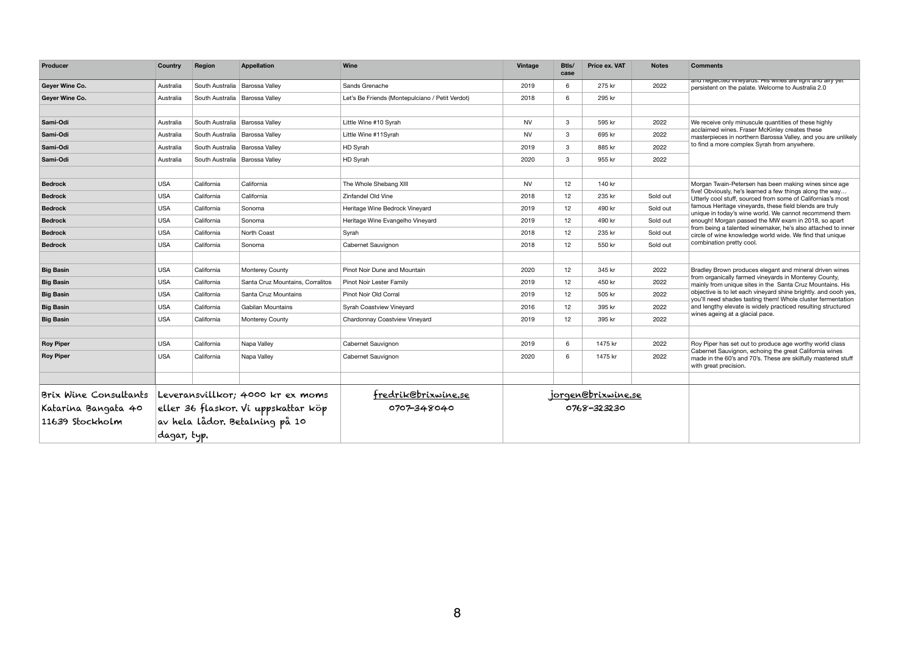| Producer | Country | Region | Appellation | Wine | Vintage | Btls/ case | Price ex. VAT | Notes | Comments |
|---|---|---|---|---|---|---|---|---|---|
| **Geyer Wine Co.** | Australia | South Australia | Barossa Valley | Sands Grenache | 2019 | 6 | 275 kr | 2022 | and neglected vineyards. His wines are light and airy yet persistent on the palate. Welcome to Australia 2.0 |
| **Geyer Wine Co.** | Australia | South Australia | Barossa Valley | Let's Be Friends (Montepulciano / Petit Verdot) | 2018 | 6 | 295 kr | | |
| | | | | | | | | | |
| **Sami-Odi** | Australia | South Australia | Barossa Valley | Little Wine #10 Syrah | NV | 3 | 595 kr | 2022 | We receive only minuscule quantities of these highly acclaimed wines. Fraser McKinley creates these masterpieces in northern Barossa Valley, and you are unlikely to find a more complex Syrah from anywhere. |
| **Sami-Odi** | Australia | South Australia | Barossa Valley | Little Wine #11Syrah | NV | 3 | 695 kr | 2022 | |
| **Sami-Odi** | Australia | South Australia | Barossa Valley | HD Syrah | 2019 | 3 | 885 kr | 2022 | |
| **Sami-Odi** | Australia | South Australia | Barossa Valley | HD Syrah | 2020 | 3 | 955 kr | 2022 | |
| | | | | | | | | | |
| **Bedrock** | USA | California | California | The Whole Shebang XIII | NV | 12 | 140 kr | | Morgan Twain-Petersen has been making wines since age five! Obviously, he's learned a few things along the way… Utterly cool stuff, sourced from some of Californias's most famous Heritage vineyards, these field blends are truly unique in today's wine world. We cannot recommend them enough! Morgan passed the MW exam in 2018, so apart from being a talented winemaker, he's also attached to inner circle of wine knowledge world wide. We find that unique combination pretty cool. |
| **Bedrock** | USA | California | California | Zinfandel Old Vine | 2018 | 12 | 235 kr | Sold out | |
| **Bedrock** | USA | California | Sonoma | Heritage Wine Bedrock Vineyard | 2019 | 12 | 490 kr | Sold out | |
| **Bedrock** | USA | California | Sonoma | Heritage Wine Evangelho Vineyard | 2019 | 12 | 490 kr | Sold out | |
| **Bedrock** | USA | California | North Coast | Syrah | 2018 | 12 | 235 kr | Sold out | |
| **Bedrock** | USA | California | Sonoma | Cabernet Sauvignon | 2018 | 12 | 550 kr | Sold out | |
| | | | | | | | | | |
| **Big Basin** | USA | California | Monterey County | Pinot Noir Dune and Mountain | 2020 | 12 | 345 kr | 2022 | Bradley Brown produces elegant and mineral driven wines from organically farmed vineyards in Monterey County, mainly from unique sites in the Santa Cruz Mountains. His objective is to let each vineyard shine brightly. and oooh yes, you'll need shades tasting them! Whole cluster fermentation and lengthy elevate is widely practiced resulting structured wines ageing at a glacial pace. |
| **Big Basin** | USA | California | Santa Cruz Mountains, Corralitos | Pinot Noir Lester Family | 2019 | 12 | 450 kr | 2022 | |
| **Big Basin** | USA | California | Santa Cruz Mountains | Pinot Noir Old Corral | 2019 | 12 | 505 kr | 2022 | |
| **Big Basin** | USA | California | Gabilan Mountains | Syrah Coastview Vineyard | 2016 | 12 | 395 kr | 2022 | |
| **Big Basin** | USA | California | Monterey County | Chardonnay Coastview Vineyard | 2019 | 12 | 395 kr | 2022 | |
| | | | | | | | | | |
| **Roy Piper** | USA | California | Napa Valley | Cabernet Sauvignon | 2019 | 6 | 1475 kr | 2022 | Roy Piper has set out to produce age worthy world class Cabernet Sauvignon, echoing the great California wines made in the 60's and 70's. These are skilfully mastered stuff with great precision. |
| **Roy Piper** | USA | California | Napa Valley | Cabernet Sauvignon | 2020 | 6 | 1475 kr | 2022 | |

Brix Wine Consultants
Katarina Bangata 40
11639 Stockholm

Leveransvillkor; 4000 kr ex moms eller 36 flaskor. Vi uppskattar köp av hela lådor. Betalning på 10 dagar, typ.

fredrik@brixwine.se
0707-348040

jorgen@brixwine.se
0768-323230